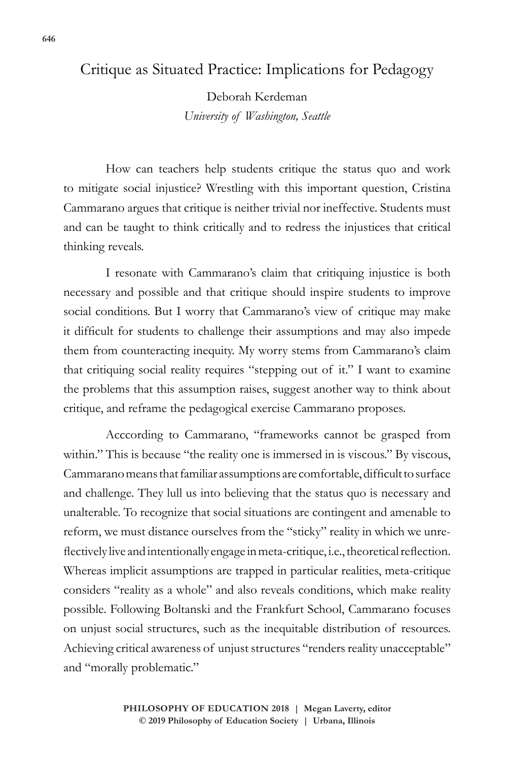# Critique as Situated Practice: Implications for Pedagogy

Deborah Kerdeman

*University of Washington, Seattle*

How can teachers help students critique the status quo and work to mitigate social injustice? Wrestling with this important question, Cristina Cammarano argues that critique is neither trivial nor ineffective. Students must and can be taught to think critically and to redress the injustices that critical thinking reveals.

I resonate with Cammarano's claim that critiquing injustice is both necessary and possible and that critique should inspire students to improve social conditions. But I worry that Cammarano's view of critique may make it difficult for students to challenge their assumptions and may also impede them from counteracting inequity. My worry stems from Cammarano's claim that critiquing social reality requires "stepping out of it." I want to examine the problems that this assumption raises, suggest another way to think about critique, and reframe the pedagogical exercise Cammarano proposes.

Acccording to Cammarano, "frameworks cannot be grasped from within." This is because "the reality one is immersed in is viscous." By viscous, Cammarano means that familiar assumptions are comfortable, difficult to surface and challenge. They lull us into believing that the status quo is necessary and unalterable. To recognize that social situations are contingent and amenable to reform, we must distance ourselves from the "sticky" reality in which we unreflectively live and intentionally engage in meta-critique, i.e., theoretical reflection. Whereas implicit assumptions are trapped in particular realities, meta-critique considers "reality as a whole" and also reveals conditions, which make reality possible. Following Boltanski and the Frankfurt School, Cammarano focuses on unjust social structures, such as the inequitable distribution of resources. Achieving critical awareness of unjust structures "renders reality unacceptable" and "morally problematic."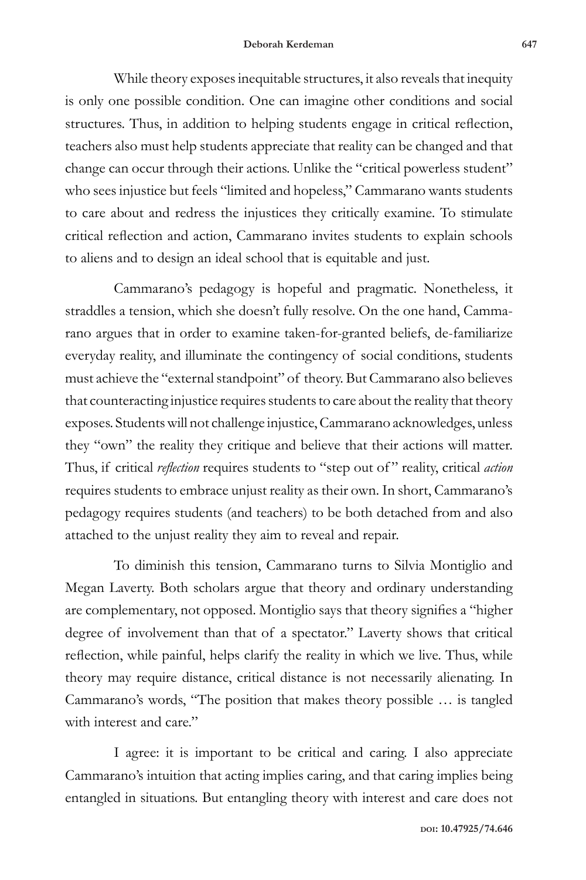While theory exposes inequitable structures, it also reveals that inequity is only one possible condition. One can imagine other conditions and social structures. Thus, in addition to helping students engage in critical reflection, teachers also must help students appreciate that reality can be changed and that change can occur through their actions. Unlike the "critical powerless student" who sees injustice but feels "limited and hopeless," Cammarano wants students to care about and redress the injustices they critically examine. To stimulate critical reflection and action, Cammarano invites students to explain schools to aliens and to design an ideal school that is equitable and just.

Cammarano's pedagogy is hopeful and pragmatic. Nonetheless, it straddles a tension, which she doesn't fully resolve. On the one hand, Cammarano argues that in order to examine taken-for-granted beliefs, de-familiarize everyday reality, and illuminate the contingency of social conditions, students must achieve the "external standpoint" of theory. But Cammarano also believes that counteracting injustice requires students to care about the reality that theory exposes. Students will not challenge injustice, Cammarano acknowledges, unless they "own" the reality they critique and believe that their actions will matter. Thus, if critical *reflection* requires students to "step out of" reality, critical *action* requires students to embrace unjust reality as their own. In short, Cammarano's pedagogy requires students (and teachers) to be both detached from and also attached to the unjust reality they aim to reveal and repair.

To diminish this tension, Cammarano turns to Silvia Montiglio and Megan Laverty. Both scholars argue that theory and ordinary understanding are complementary, not opposed. Montiglio says that theory signifies a "higher degree of involvement than that of a spectator." Laverty shows that critical reflection, while painful, helps clarify the reality in which we live. Thus, while theory may require distance, critical distance is not necessarily alienating. In Cammarano's words, "The position that makes theory possible … is tangled with interest and care."

I agree: it is important to be critical and caring. I also appreciate Cammarano's intuition that acting implies caring, and that caring implies being entangled in situations. But entangling theory with interest and care does not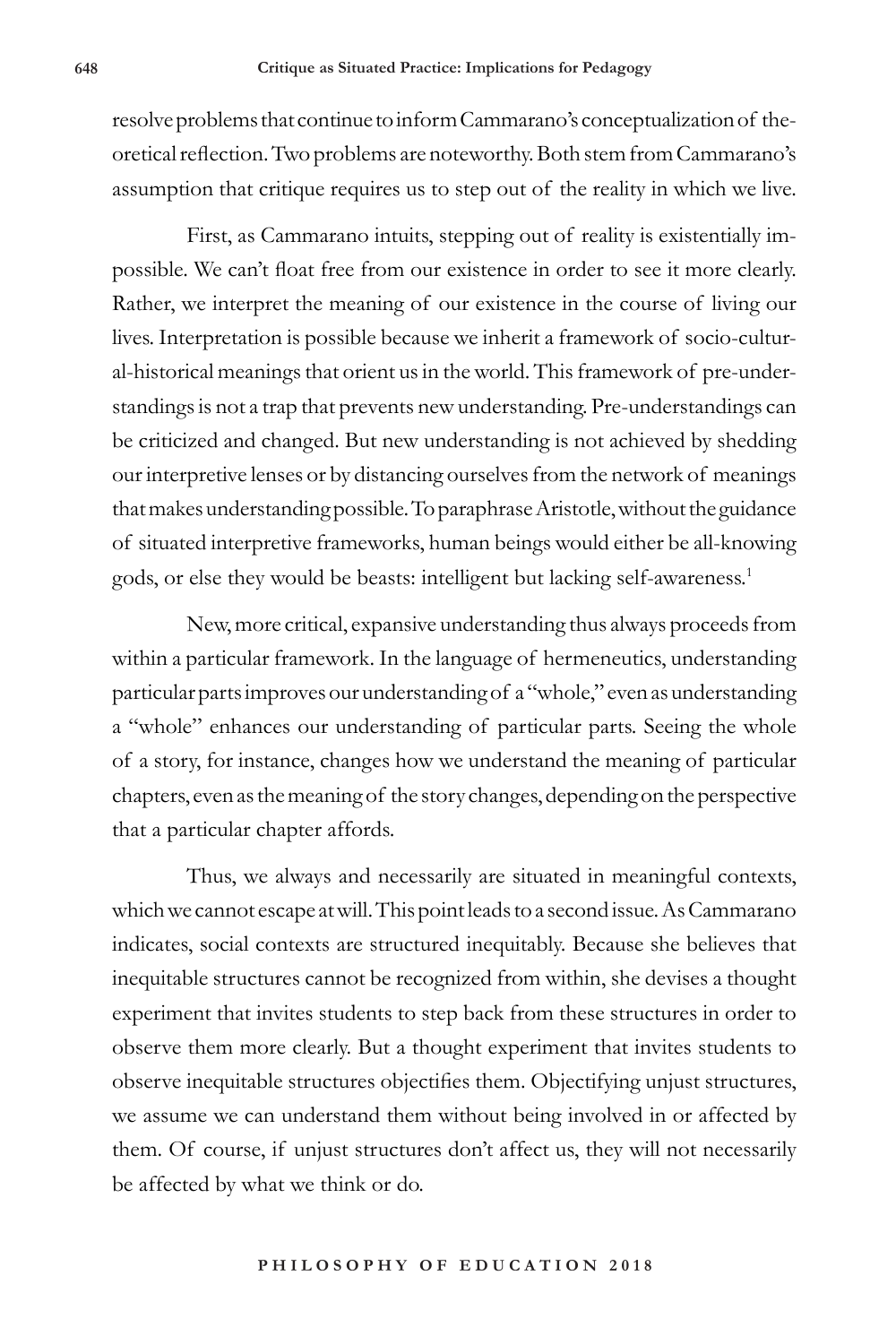resolve problems that continue to inform Cammarano's conceptualization of theoretical reflection. Two problems are noteworthy. Both stem from Cammarano's assumption that critique requires us to step out of the reality in which we live.

First, as Cammarano intuits, stepping out of reality is existentially impossible. We can't float free from our existence in order to see it more clearly. Rather, we interpret the meaning of our existence in the course of living our lives. Interpretation is possible because we inherit a framework of socio-cultural-historical meanings that orient us in the world. This framework of pre-understandings is not a trap that prevents new understanding. Pre-understandings can be criticized and changed. But new understanding is not achieved by shedding our interpretive lenses or by distancing ourselves from the network of meanings that makes understanding possible. To paraphrase Aristotle, without the guidance of situated interpretive frameworks, human beings would either be all-knowing gods, or else they would be beasts: intelligent but lacking self-awareness.[1]

New, more critical, expansive understanding thus always proceeds from within a particular framework. In the language of hermeneutics, understanding particular parts improves our understanding of a "whole," even as understanding a "whole" enhances our understanding of particular parts. Seeing the whole of a story, for instance, changes how we understand the meaning of particular chapters, even as the meaning of the story changes, depending on the perspective that a particular chapter affords.

Thus, we always and necessarily are situated in meaningful contexts, which we cannot escape at will. This point leads to a second issue. As Cammarano indicates, social contexts are structured inequitably. Because she believes that inequitable structures cannot be recognized from within, she devises a thought experiment that invites students to step back from these structures in order to observe them more clearly. But a thought experiment that invites students to observe inequitable structures objectifies them. Objectifying unjust structures, we assume we can understand them without being involved in or affected by them. Of course, if unjust structures don't affect us, they will not necessarily be affected by what we think or do.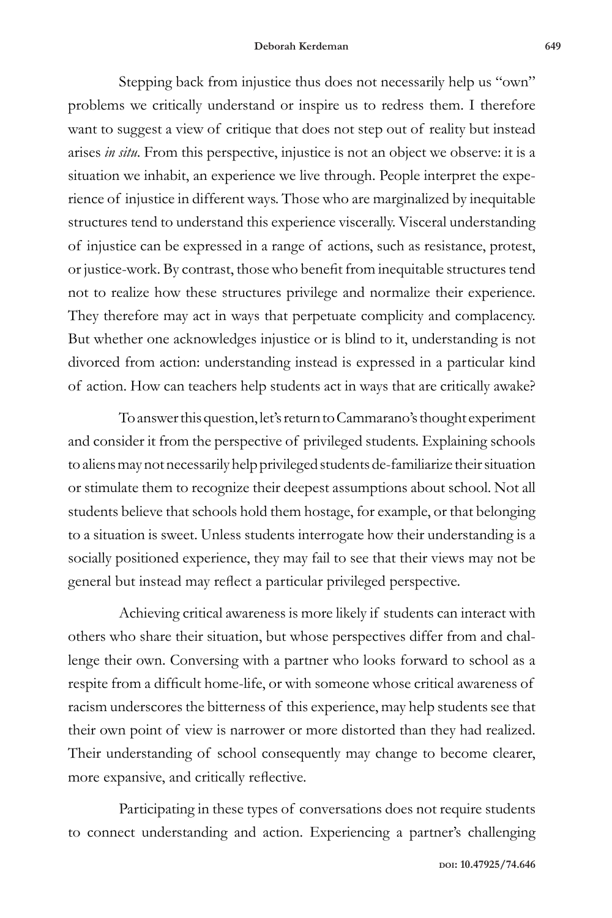Stepping back from injustice thus does not necessarily help us "own" problems we critically understand or inspire us to redress them. I therefore want to suggest a view of critique that does not step out of reality but instead arises *in situ*. From this perspective, injustice is not an object we observe: it is a situation we inhabit, an experience we live through. People interpret the experience of injustice in different ways. Those who are marginalized by inequitable structures tend to understand this experience viscerally. Visceral understanding of injustice can be expressed in a range of actions, such as resistance, protest, or justice-work. By contrast, those who benefit from inequitable structures tend not to realize how these structures privilege and normalize their experience. They therefore may act in ways that perpetuate complicity and complacency. But whether one acknowledges injustice or is blind to it, understanding is not divorced from action: understanding instead is expressed in a particular kind of action. How can teachers help students act in ways that are critically awake?

To answer this question, let's return to Cammarano's thought experiment and consider it from the perspective of privileged students. Explaining schools to aliens may not necessarily help privileged students de-familiarize their situation or stimulate them to recognize their deepest assumptions about school. Not all students believe that schools hold them hostage, for example, or that belonging to a situation is sweet. Unless students interrogate how their understanding is a socially positioned experience, they may fail to see that their views may not be general but instead may reflect a particular privileged perspective.

Achieving critical awareness is more likely if students can interact with others who share their situation, but whose perspectives differ from and challenge their own. Conversing with a partner who looks forward to school as a respite from a difficult home-life, or with someone whose critical awareness of racism underscores the bitterness of this experience, may help students see that their own point of view is narrower or more distorted than they had realized. Their understanding of school consequently may change to become clearer, more expansive, and critically reflective.

Participating in these types of conversations does not require students to connect understanding and action. Experiencing a partner's challenging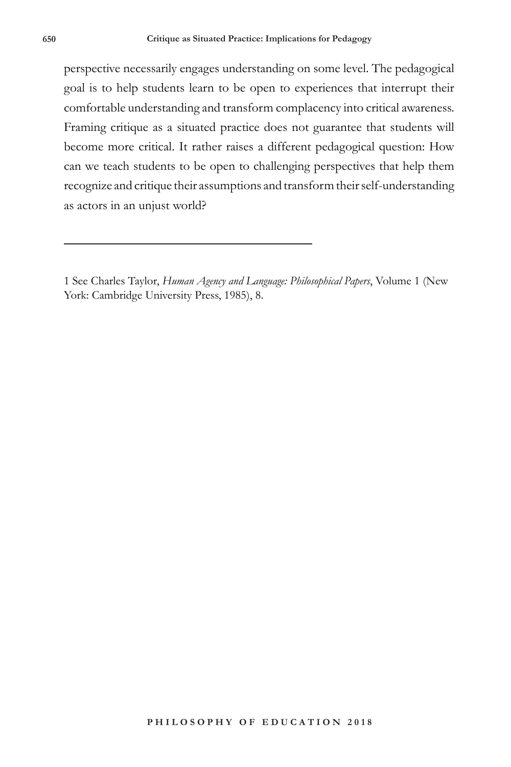perspective necessarily engages understanding on some level. The pedagogical goal is to help students learn to be open to experiences that interrupt their comfortable understanding and transform complacency into critical awareness. Framing critique as a situated practice does not guarantee that students will become more critical. It rather raises a different pedagogical question: How can we teach students to be open to challenging perspectives that help them recognize and critique their assumptions and transform their self-understanding as actors in an unjust world?

---

1 See Charles Taylor, *Human Agency and Language: Philosophical Papers*, Volume 1 (New York: Cambridge University Press, 1985), 8.